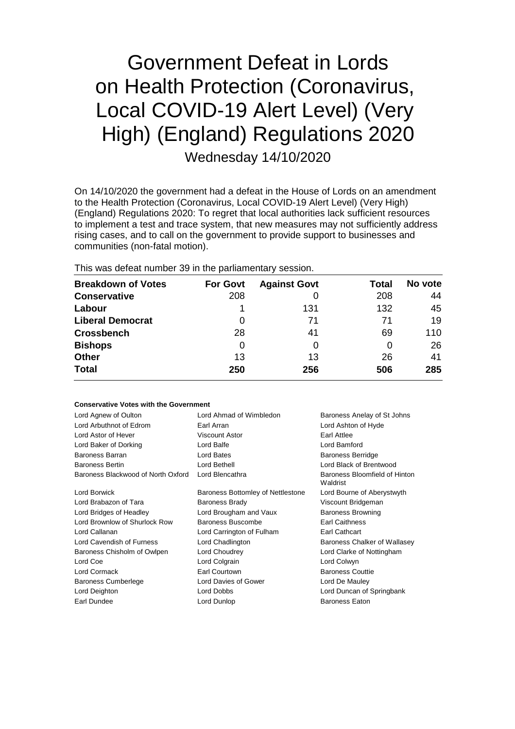# Government Defeat in Lords on Health Protection (Coronavirus, Local COVID-19 Alert Level) (Very High) (England) Regulations 2020

Wednesday 14/10/2020

On 14/10/2020 the government had a defeat in the House of Lords on an amendment to the Health Protection (Coronavirus, Local COVID-19 Alert Level) (Very High) (England) Regulations 2020: To regret that local authorities lack sufficient resources to implement a test and trace system, that new measures may not sufficiently address rising cases, and to call on the government to provide support to businesses and communities (non-fatal motion).

This was defeat number 39 in the parliamentary session.

| Breakdown of Votes | For Govt | Against Govt | Total | No vote |
|---|---|---|---|---|
| **Conservative** | 208 | 0 | 208 | 44 |
| **Labour** | 1 | 131 | 132 | 45 |
| **Liberal Democrat** | 0 | 71 | 71 | 19 |
| **Crossbench** | 28 | 41 | 69 | 110 |
| **Bishops** | 0 | 0 | 0 | 26 |
| **Other** | 13 | 13 | 26 | 41 |
| **Total** | **250** | **256** | **506** | **285** |

#### Conservative Votes with the Government

Lord Agnew of Oulton
Lord Ahmad of Wimbledon
Baroness Anelay of St Johns
Lord Arbuthnot of Edrom
Earl Arran
Lord Ashton of Hyde
Lord Astor of Hever
Viscount Astor
Earl Attlee
Lord Baker of Dorking
Lord Balfe
Lord Bamford
Baroness Barran
Lord Bates
Baroness Berridge
Baroness Bertin
Lord Bethell
Lord Black of Brentwood
Baroness Blackwood of North Oxford
Lord Blencathra
Baroness Bloomfield of Hinton Waldrist
Lord Borwick
Baroness Bottomley of Nettlestone
Lord Bourne of Aberystwyth
Lord Brabazon of Tara
Baroness Brady
Viscount Bridgeman
Lord Bridges of Headley
Lord Brougham and Vaux
Baroness Browning
Lord Brownlow of Shurlock Row
Baroness Buscombe
Earl Caithness
Lord Callanan
Lord Carrington of Fulham
Earl Cathcart
Lord Cavendish of Furness
Lord Chadlington
Baroness Chalker of Wallasey
Baroness Chisholm of Owlpen
Lord Choudrey
Lord Clarke of Nottingham
Lord Coe
Lord Colgrain
Lord Colwyn
Lord Cormack
Earl Courtown
Baroness Couttie
Baroness Cumberlege
Lord Davies of Gower
Lord De Mauley
Lord Deighton
Lord Dobbs
Lord Duncan of Springbank
Earl Dundee
Lord Dunlop
Baroness Eaton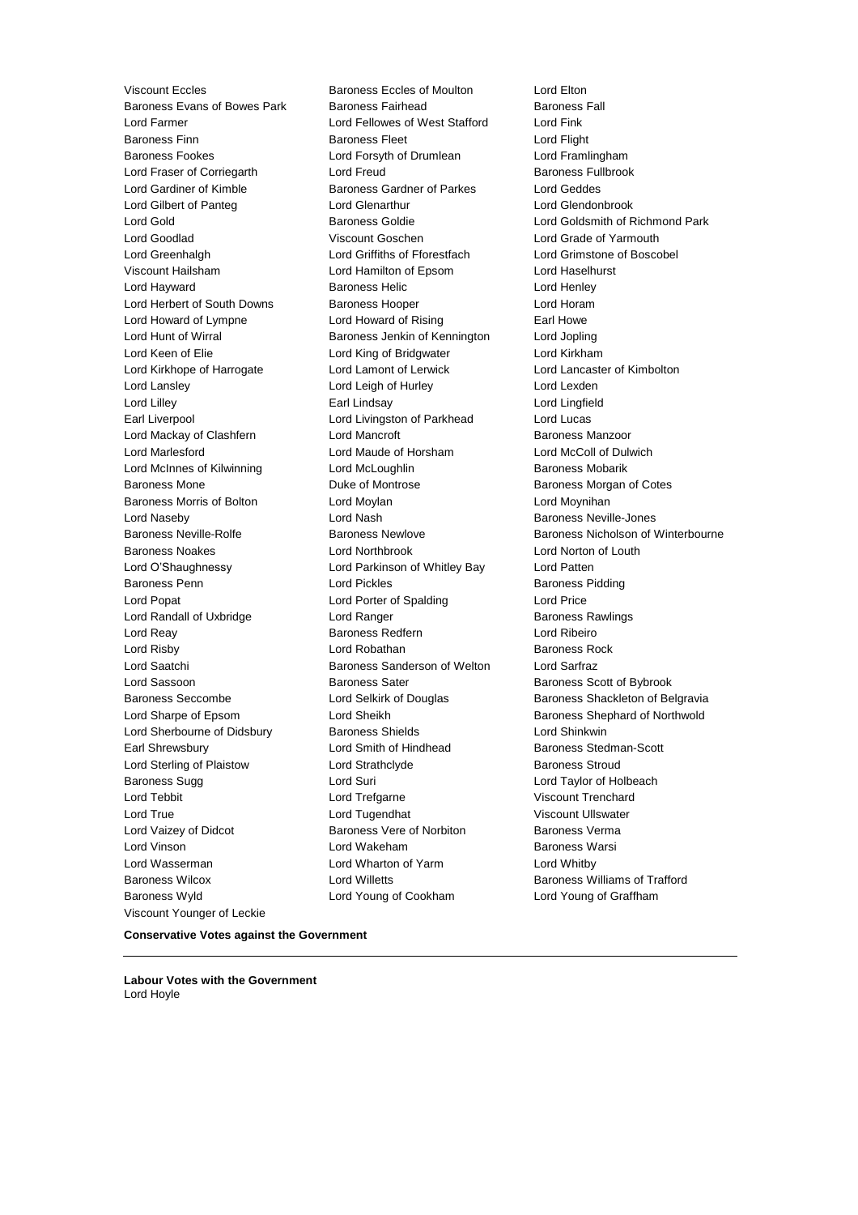Viscount Eccles
Baroness Eccles of Moulton
Lord Elton
Baroness Evans of Bowes Park
Baroness Fairhead
Baroness Fall
Lord Farmer
Lord Fellowes of West Stafford
Lord Fink
Baroness Finn
Baroness Fleet
Lord Flight
Baroness Fookes
Lord Forsyth of Drumlean
Lord Framlingham
Lord Fraser of Corriegarth
Lord Freud
Baroness Fullbrook
Lord Gardiner of Kimble
Baroness Gardner of Parkes
Lord Geddes
Lord Gilbert of Panteg
Lord Glenarthur
Lord Glendonbrook
Lord Gold
Baroness Goldie
Lord Goldsmith of Richmond Park
Lord Goodlad
Viscount Goschen
Lord Grade of Yarmouth
Lord Greenhalgh
Lord Griffiths of Fforestfach
Lord Grimstone of Boscobel
Viscount Hailsham
Lord Hamilton of Epsom
Lord Haselhurst
Lord Hayward
Baroness Helic
Lord Henley
Lord Herbert of South Downs
Baroness Hooper
Lord Horam
Lord Howard of Lympne
Lord Howard of Rising
Earl Howe
Lord Hunt of Wirral
Baroness Jenkin of Kennington
Lord Jopling
Lord Keen of Elie
Lord King of Bridgwater
Lord Kirkham
Lord Kirkhope of Harrogate
Lord Lamont of Lerwick
Lord Lancaster of Kimbolton
Lord Lansley
Lord Leigh of Hurley
Lord Lexden
Lord Lilley
Earl Lindsay
Lord Lingfield
Earl Liverpool
Lord Livingston of Parkhead
Lord Lucas
Lord Mackay of Clashfern
Lord Mancroft
Baroness Manzoor
Lord Marlesford
Lord Maude of Horsham
Lord McColl of Dulwich
Lord McInnes of Kilwinning
Lord McLoughlin
Baroness Mobarik
Baroness Mone
Duke of Montrose
Baroness Morgan of Cotes
Baroness Morris of Bolton
Lord Moylan
Lord Moynihan
Lord Naseby
Lord Nash
Baroness Neville-Jones
Baroness Neville-Rolfe
Baroness Newlove
Baroness Nicholson of Winterbourne
Baroness Noakes
Lord Northbrook
Lord Norton of Louth
Lord O'Shaughnessy
Lord Parkinson of Whitley Bay
Lord Patten
Baroness Penn
Lord Pickles
Baroness Pidding
Lord Popat
Lord Porter of Spalding
Lord Price
Lord Randall of Uxbridge
Lord Ranger
Baroness Rawlings
Lord Reay
Baroness Redfern
Lord Ribeiro
Lord Risby
Lord Robathan
Baroness Rock
Lord Saatchi
Baroness Sanderson of Welton
Lord Sarfraz
Lord Sassoon
Baroness Sater
Baroness Scott of Bybrook
Baroness Seccombe
Lord Selkirk of Douglas
Baroness Shackleton of Belgravia
Lord Sharpe of Epsom
Lord Sheikh
Baroness Shephard of Northwold
Lord Sherbourne of Didsbury
Baroness Shields
Lord Shinkwin
Earl Shrewsbury
Lord Smith of Hindhead
Baroness Stedman-Scott
Lord Sterling of Plaistow
Lord Strathclyde
Baroness Stroud
Baroness Sugg
Lord Suri
Lord Taylor of Holbeach
Lord Tebbit
Lord Trefgarne
Viscount Trenchard
Lord True
Lord Tugendhat
Viscount Ullswater
Lord Vaizey of Didcot
Baroness Vere of Norbiton
Baroness Verma
Lord Vinson
Lord Wakeham
Baroness Warsi
Lord Wasserman
Lord Wharton of Yarm
Lord Whitby
Baroness Wilcox
Lord Willetts
Baroness Williams of Trafford
Baroness Wyld
Lord Young of Cookham
Lord Young of Graffham
Viscount Younger of Leckie

**Conservative Votes against the Government**

---

**Labour Votes with the Government**
Lord Hoyle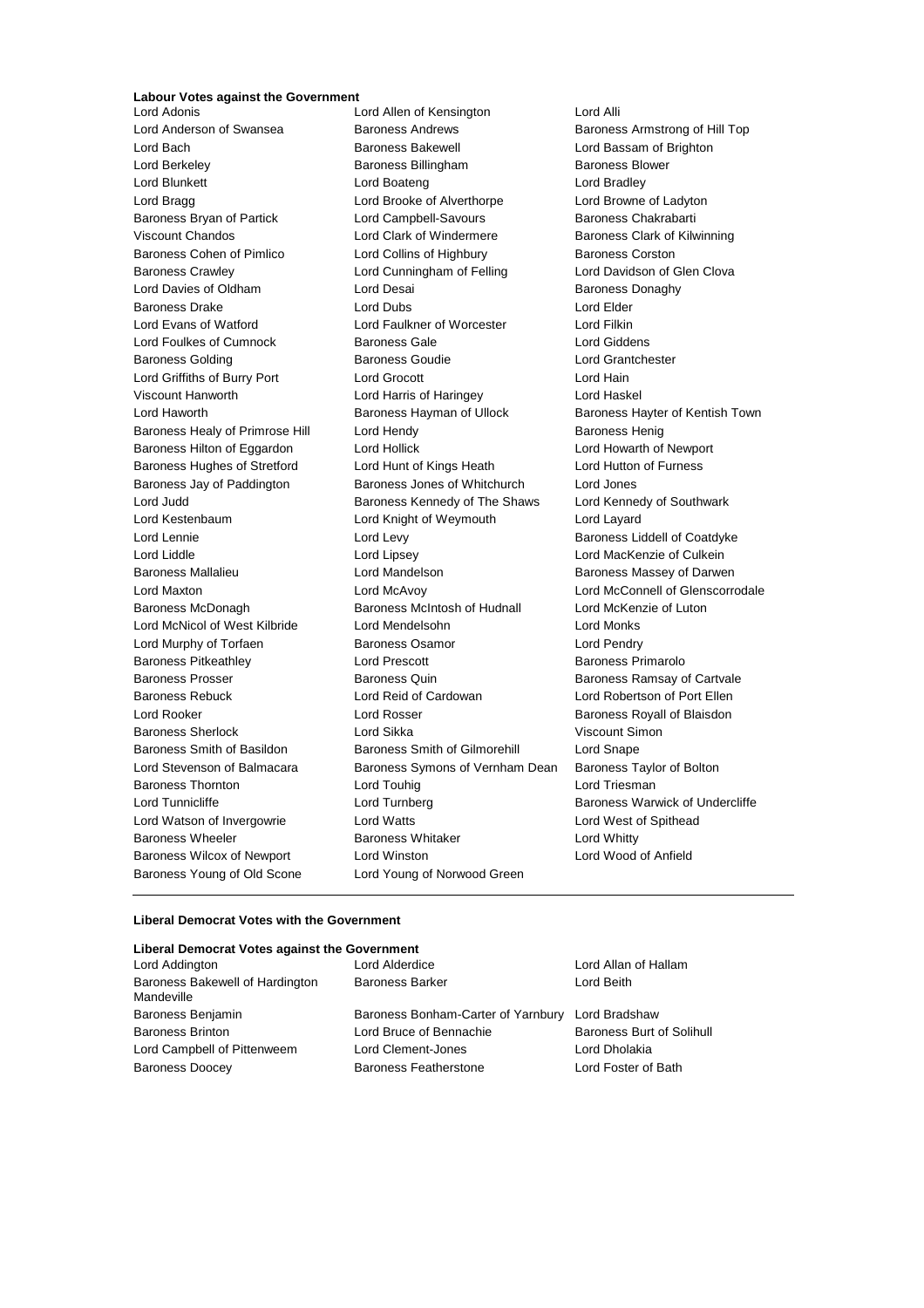**Labour Votes against the Government**

Lord Adonis
Lord Allen of Kensington
Lord Alli
Lord Anderson of Swansea
Baroness Andrews
Baroness Armstrong of Hill Top
Lord Bach
Baroness Bakewell
Lord Bassam of Brighton
Lord Berkeley
Baroness Billingham
Baroness Blower
Lord Blunkett
Lord Boateng
Lord Bradley
Lord Bragg
Lord Brooke of Alverthorpe
Lord Browne of Ladyton
Baroness Bryan of Partick
Lord Campbell-Savours
Baroness Chakrabarti
Viscount Chandos
Lord Clark of Windermere
Baroness Clark of Kilwinning
Baroness Cohen of Pimlico
Lord Collins of Highbury
Baroness Corston
Baroness Crawley
Lord Cunningham of Felling
Lord Davidson of Glen Clova
Lord Davies of Oldham
Lord Desai
Baroness Donaghy
Baroness Drake
Lord Dubs
Lord Elder
Lord Evans of Watford
Lord Faulkner of Worcester
Lord Filkin
Lord Foulkes of Cumnock
Baroness Gale
Lord Giddens
Baroness Golding
Baroness Goudie
Lord Grantchester
Lord Griffiths of Burry Port
Lord Grocott
Lord Hain
Viscount Hanworth
Lord Harris of Haringey
Lord Haskel
Lord Haworth
Baroness Hayman of Ullock
Baroness Hayter of Kentish Town
Baroness Healy of Primrose Hill
Lord Hendy
Baroness Henig
Baroness Hilton of Eggardon
Lord Hollick
Lord Howarth of Newport
Baroness Hughes of Stretford
Lord Hunt of Kings Heath
Lord Hutton of Furness
Baroness Jay of Paddington
Baroness Jones of Whitchurch
Lord Jones
Lord Judd
Baroness Kennedy of The Shaws
Lord Kennedy of Southwark
Lord Kestenbaum
Lord Knight of Weymouth
Lord Layard
Lord Lennie
Lord Levy
Baroness Liddell of Coatdyke
Lord Liddle
Lord Lipsey
Lord MacKenzie of Culkein
Baroness Mallalieu
Lord Mandelson
Baroness Massey of Darwen
Lord Maxton
Lord McAvoy
Lord McConnell of Glenscorrodale
Baroness McDonagh
Baroness McIntosh of Hudnall
Lord McKenzie of Luton
Lord McNicol of West Kilbride
Lord Mendelsohn
Lord Monks
Lord Murphy of Torfaen
Baroness Osamor
Lord Pendry
Baroness Pitkeathley
Lord Prescott
Baroness Primarolo
Baroness Prosser
Baroness Quin
Baroness Ramsay of Cartvale
Baroness Rebuck
Lord Reid of Cardowan
Lord Robertson of Port Ellen
Lord Rooker
Lord Rosser
Baroness Royall of Blaisdon
Baroness Sherlock
Lord Sikka
Viscount Simon
Baroness Smith of Basildon
Baroness Smith of Gilmorehill
Lord Snape
Lord Stevenson of Balmacara
Baroness Symons of Vernham Dean
Baroness Taylor of Bolton
Baroness Thornton
Lord Touhig
Lord Triesman
Lord Tunnicliffe
Lord Turnberg
Baroness Warwick of Undercliffe
Lord Watson of Invergowrie
Lord Watts
Lord West of Spithead
Baroness Wheeler
Baroness Whitaker
Lord Whitty
Baroness Wilcox of Newport
Lord Winston
Lord Wood of Anfield
Baroness Young of Old Scone
Lord Young of Norwood Green

---

**Liberal Democrat Votes with the Government**

**Liberal Democrat Votes against the Government**

Lord Addington
Lord Alderdice
Lord Allan of Hallam
Baroness Bakewell of Hardington Mandeville
Baroness Barker
Lord Beith
Baroness Benjamin
Baroness Bonham-Carter of Yarnbury
Lord Bradshaw
Baroness Brinton
Lord Bruce of Bennachie
Baroness Burt of Solihull
Lord Campbell of Pittenweem
Lord Clement-Jones
Lord Dholakia
Baroness Doocey
Baroness Featherstone
Lord Foster of Bath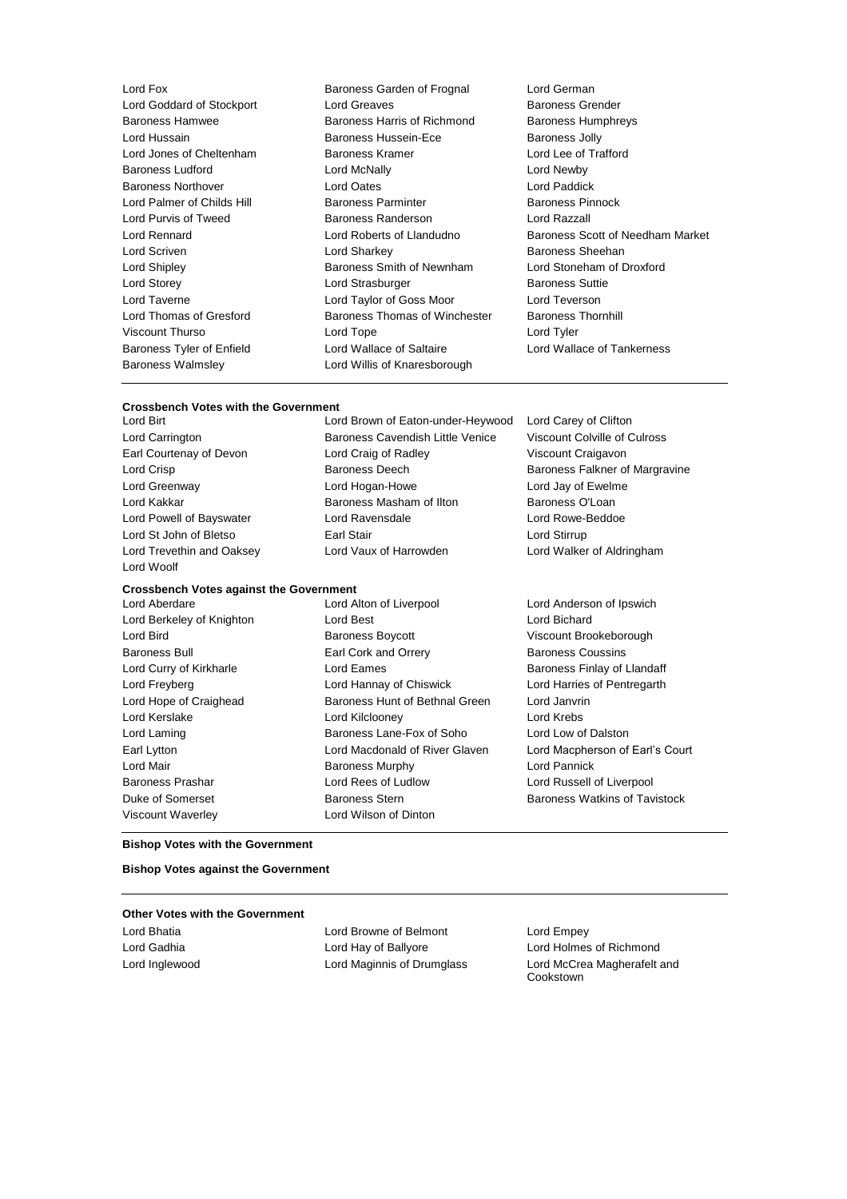Lord Fox
Baroness Garden of Frognal
Lord German
Lord Goddard of Stockport
Lord Greaves
Baroness Grender
Baroness Hamwee
Baroness Harris of Richmond
Baroness Humphreys
Lord Hussain
Baroness Hussein-Ece
Baroness Jolly
Lord Jones of Cheltenham
Baroness Kramer
Lord Lee of Trafford
Baroness Ludford
Lord McNally
Lord Newby
Baroness Northover
Lord Oates
Lord Paddick
Lord Palmer of Childs Hill
Baroness Parminter
Baroness Pinnock
Lord Purvis of Tweed
Baroness Randerson
Lord Razzall
Lord Rennard
Lord Roberts of Llandudno
Baroness Scott of Needham Market
Lord Scriven
Lord Sharkey
Baroness Sheehan
Lord Shipley
Baroness Smith of Newnham
Lord Stoneham of Droxford
Lord Storey
Lord Strasburger
Baroness Suttie
Lord Taverne
Lord Taylor of Goss Moor
Lord Teverson
Lord Thomas of Gresford
Baroness Thomas of Winchester
Baroness Thornhill
Viscount Thurso
Lord Tope
Lord Tyler
Baroness Tyler of Enfield
Lord Wallace of Saltaire
Lord Wallace of Tankerness
Baroness Walmsley
Lord Willis of Knaresborough

**Crossbench Votes with the Government**

Lord Birt
Lord Brown of Eaton-under-Heywood
Lord Carey of Clifton
Lord Carrington
Baroness Cavendish Little Venice
Viscount Colville of Culross
Earl Courtenay of Devon
Lord Craig of Radley
Viscount Craigavon
Lord Crisp
Baroness Deech
Baroness Falkner of Margravine
Lord Greenway
Lord Hogan-Howe
Lord Jay of Ewelme
Lord Kakkar
Baroness Masham of Ilton
Baroness O'Loan
Lord Powell of Bayswater
Lord Ravensdale
Lord Rowe-Beddoe
Lord St John of Bletso
Earl Stair
Lord Stirrup
Lord Trevethin and Oaksey
Lord Vaux of Harrowden
Lord Walker of Aldringham
Lord Woolf

**Crossbench Votes against the Government**

Lord Aberdare
Lord Alton of Liverpool
Lord Anderson of Ipswich
Lord Berkeley of Knighton
Lord Best
Lord Bichard
Lord Bird
Baroness Boycott
Viscount Brookeborough
Baroness Bull
Earl Cork and Orrery
Baroness Coussins
Lord Curry of Kirkharle
Lord Eames
Baroness Finlay of Llandaff
Lord Freyberg
Lord Hannay of Chiswick
Lord Harries of Pentregarth
Lord Hope of Craighead
Baroness Hunt of Bethnal Green
Lord Janvrin
Lord Kerslake
Lord Kilclooney
Lord Krebs
Lord Laming
Baroness Lane-Fox of Soho
Lord Low of Dalston
Earl Lytton
Lord Macdonald of River Glaven
Lord Macpherson of Earl's Court
Lord Mair
Baroness Murphy
Lord Pannick
Baroness Prashar
Lord Rees of Ludlow
Lord Russell of Liverpool
Duke of Somerset
Baroness Stern
Baroness Watkins of Tavistock
Viscount Waverley
Lord Wilson of Dinton

**Bishop Votes with the Government**

**Bishop Votes against the Government**

**Other Votes with the Government**

Lord Bhatia
Lord Browne of Belmont
Lord Empey
Lord Gadhia
Lord Hay of Ballyore
Lord Holmes of Richmond
Lord Inglewood
Lord Maginnis of Drumglass
Lord McCrea Magherafelt and Cookstown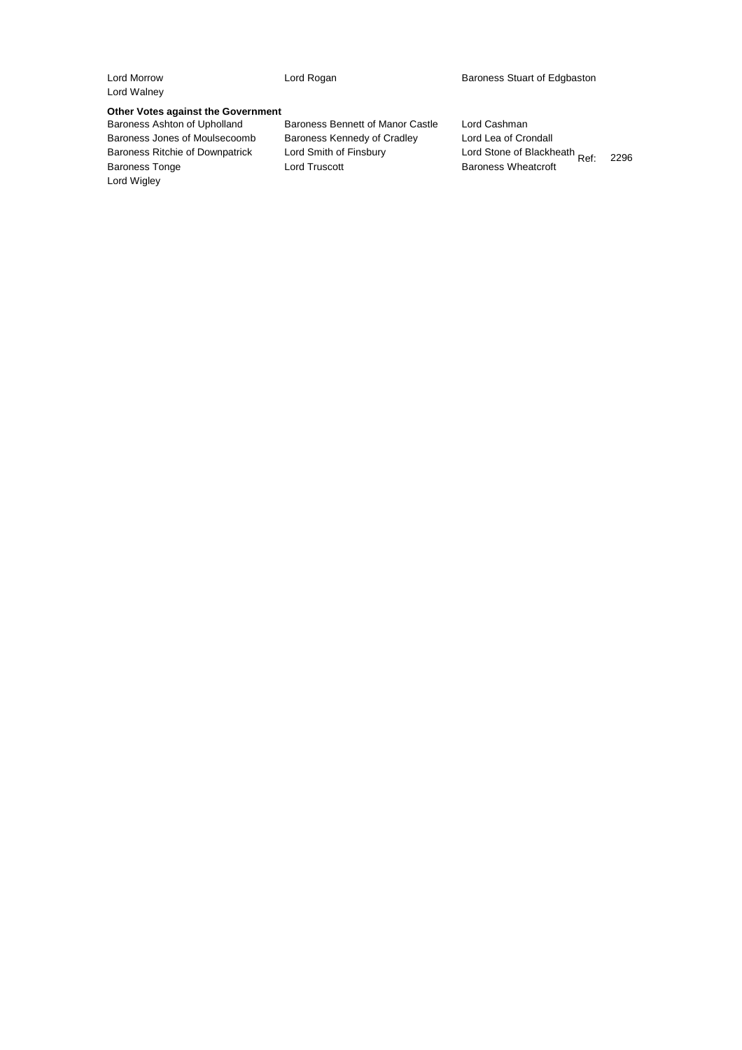Lord Morrow
Lord Rogan
Baroness Stuart of Edgbaston
Lord Walney

**Other Votes against the Government**

Baroness Ashton of Upholland
Baroness Bennett of Manor Castle
Lord Cashman
Baroness Jones of Moulsecoomb
Baroness Kennedy of Cradley
Lord Lea of Crondall
Baroness Ritchie of Downpatrick
Lord Smith of Finsbury
Lord Stone of Blackheath
Baroness Tonge
Lord Truscott
Baroness Wheatcroft
Lord Wigley

Ref: 2296